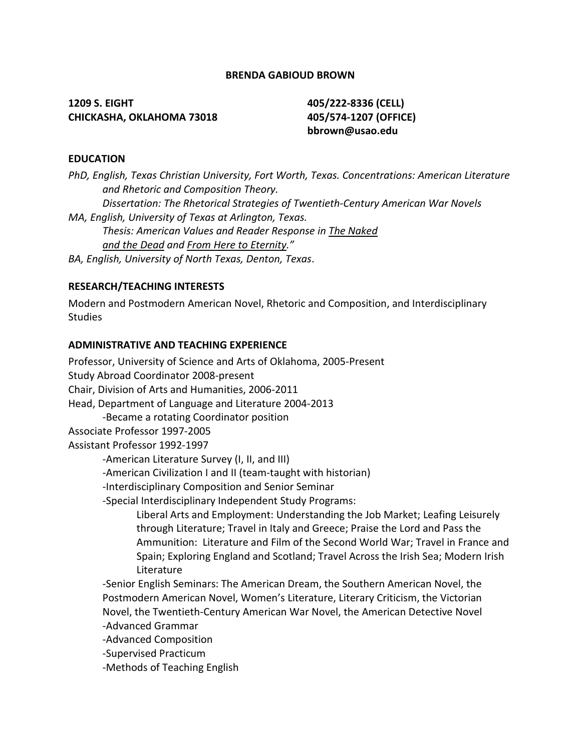# BRENDA GABIOUD BROWN

**1209 S. EIGHT**
**CHICKASHA, OKLAHOMA 73018**

**405/222-8336 (CELL)**
**405/574-1207 (OFFICE)**
**bbrown@usao.edu**

## EDUCATION

*PhD, English, Texas Christian University, Fort Worth, Texas. Concentrations: American Literature and Rhetoric and Composition Theory.*
*Dissertation: The Rhetorical Strategies of Twentieth-Century American War Novels*

*MA, English, University of Texas at Arlington, Texas.*
*Thesis: American Values and Reader Response in <u>The Naked and the Dead</u> and <u>From Here to Eternity</u>."*

*BA, English, University of North Texas, Denton, Texas*.

## RESEARCH/TEACHING INTERESTS

Modern and Postmodern American Novel, Rhetoric and Composition, and Interdisciplinary Studies

## ADMINISTRATIVE AND TEACHING EXPERIENCE

Professor, University of Science and Arts of Oklahoma, 2005-Present
Study Abroad Coordinator 2008-present
Chair, Division of Arts and Humanities, 2006-2011
Head, Department of Language and Literature 2004-2013
- Became a rotating Coordinator position

Associate Professor 1997-2005
Assistant Professor 1992-1997

- American Literature Survey (I, II, and III)
- American Civilization I and II (team-taught with historian)
- Interdisciplinary Composition and Senior Seminar
- Special Interdisciplinary Independent Study Programs:
  Liberal Arts and Employment: Understanding the Job Market; Leafing Leisurely through Literature; Travel in Italy and Greece; Praise the Lord and Pass the Ammunition: Literature and Film of the Second World War; Travel in France and Spain; Exploring England and Scotland; Travel Across the Irish Sea; Modern Irish Literature
- Senior English Seminars: The American Dream, the Southern American Novel, the Postmodern American Novel, Women's Literature, Literary Criticism, the Victorian Novel, the Twentieth-Century American War Novel, the American Detective Novel
- Advanced Grammar
- Advanced Composition
- Supervised Practicum
- Methods of Teaching English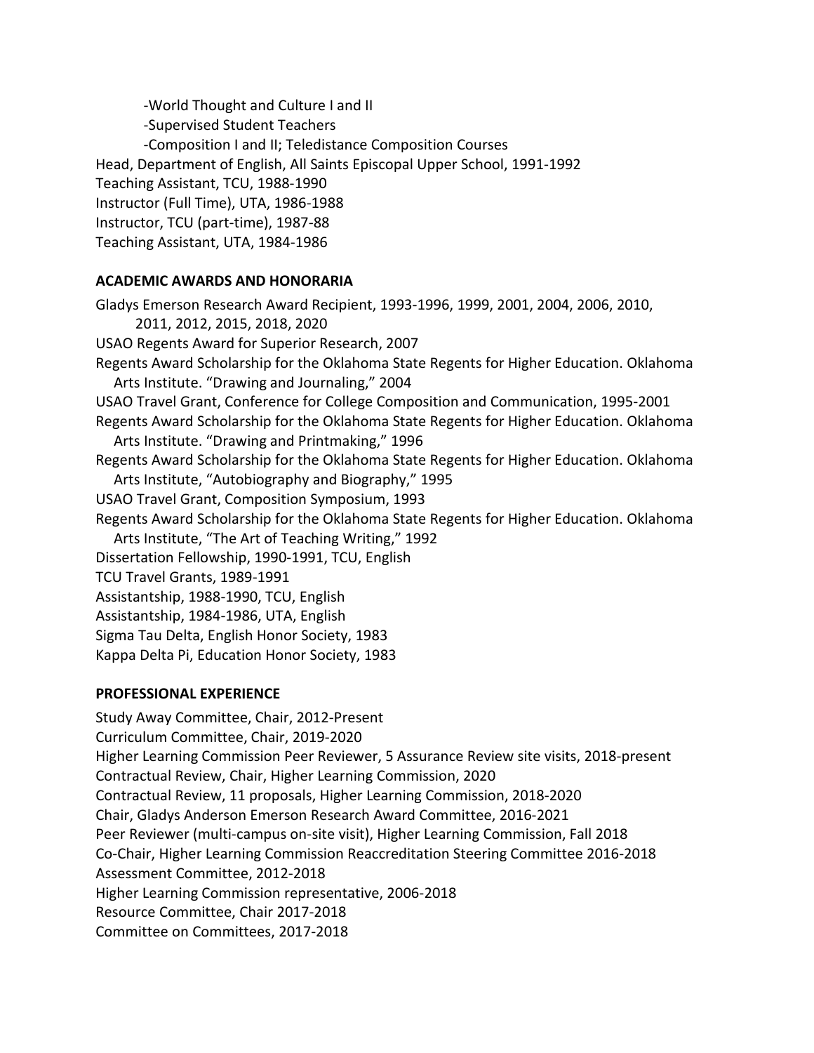-World Thought and Culture I and II

-Supervised Student Teachers

-Composition I and II; Teledistance Composition Courses

Head, Department of English, All Saints Episcopal Upper School, 1991-1992

Teaching Assistant, TCU, 1988-1990

Instructor (Full Time), UTA, 1986-1988

Instructor, TCU (part-time), 1987-88

Teaching Assistant, UTA, 1984-1986

**ACADEMIC AWARDS AND HONORARIA**

Gladys Emerson Research Award Recipient, 1993-1996, 1999, 2001, 2004, 2006, 2010, 2011, 2012, 2015, 2018, 2020

USAO Regents Award for Superior Research, 2007

Regents Award Scholarship for the Oklahoma State Regents for Higher Education. Oklahoma Arts Institute. “Drawing and Journaling,” 2004

USAO Travel Grant, Conference for College Composition and Communication, 1995-2001

Regents Award Scholarship for the Oklahoma State Regents for Higher Education. Oklahoma Arts Institute. “Drawing and Printmaking,” 1996

Regents Award Scholarship for the Oklahoma State Regents for Higher Education. Oklahoma Arts Institute, “Autobiography and Biography,” 1995

USAO Travel Grant, Composition Symposium, 1993

Regents Award Scholarship for the Oklahoma State Regents for Higher Education. Oklahoma Arts Institute, “The Art of Teaching Writing,” 1992

Dissertation Fellowship, 1990-1991, TCU, English

TCU Travel Grants, 1989-1991

Assistantship, 1988-1990, TCU, English

Assistantship, 1984-1986, UTA, English

Sigma Tau Delta, English Honor Society, 1983

Kappa Delta Pi, Education Honor Society, 1983

**PROFESSIONAL EXPERIENCE**

Study Away Committee, Chair, 2012-Present

Curriculum Committee, Chair, 2019-2020

Higher Learning Commission Peer Reviewer, 5 Assurance Review site visits, 2018-present

Contractual Review, Chair, Higher Learning Commission, 2020

Contractual Review, 11 proposals, Higher Learning Commission, 2018-2020

Chair, Gladys Anderson Emerson Research Award Committee, 2016-2021

Peer Reviewer (multi-campus on-site visit), Higher Learning Commission, Fall 2018

Co-Chair, Higher Learning Commission Reaccreditation Steering Committee 2016-2018

Assessment Committee, 2012-2018

Higher Learning Commission representative, 2006-2018

Resource Committee, Chair 2017-2018

Committee on Committees, 2017-2018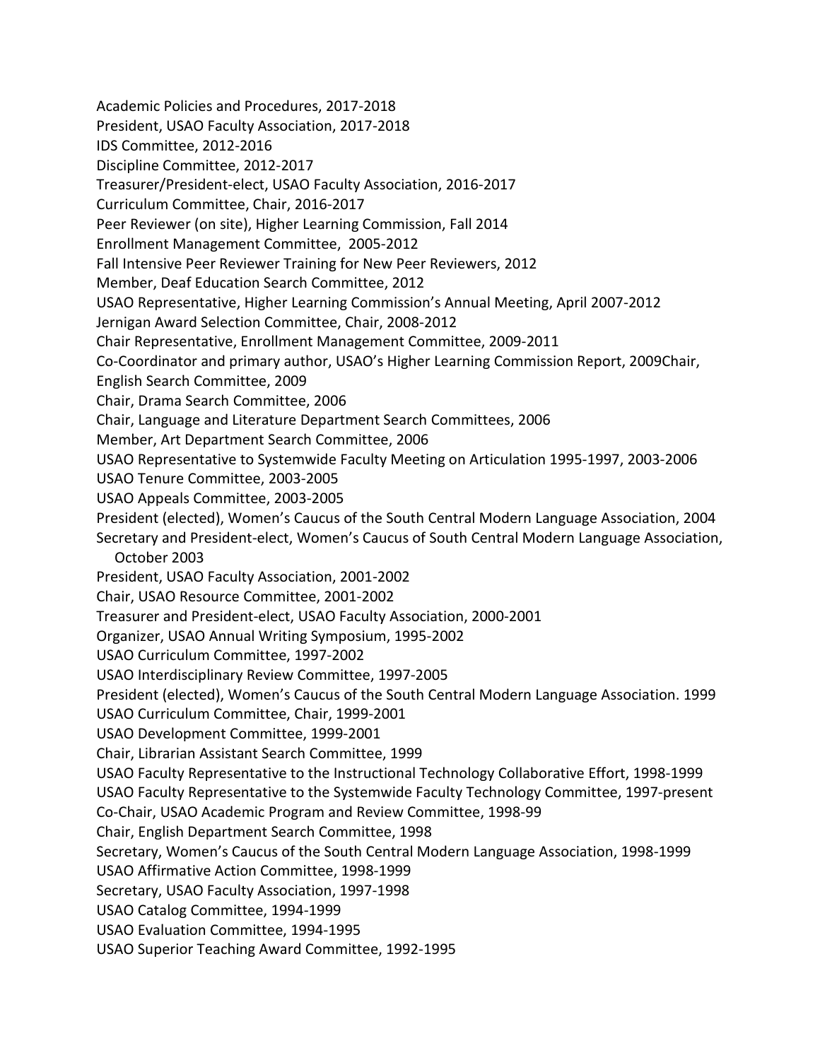Academic Policies and Procedures, 2017-2018
President, USAO Faculty Association, 2017-2018
IDS Committee, 2012-2016
Discipline Committee, 2012-2017
Treasurer/President-elect, USAO Faculty Association, 2016-2017
Curriculum Committee, Chair, 2016-2017
Peer Reviewer (on site), Higher Learning Commission, Fall 2014
Enrollment Management Committee, 2005-2012
Fall Intensive Peer Reviewer Training for New Peer Reviewers, 2012
Member, Deaf Education Search Committee, 2012
USAO Representative, Higher Learning Commission's Annual Meeting, April 2007-2012
Jernigan Award Selection Committee, Chair, 2008-2012
Chair Representative, Enrollment Management Committee, 2009-2011
Co-Coordinator and primary author, USAO's Higher Learning Commission Report, 2009Chair, English Search Committee, 2009
Chair, Drama Search Committee, 2006
Chair, Language and Literature Department Search Committees, 2006
Member, Art Department Search Committee, 2006
USAO Representative to Systemwide Faculty Meeting on Articulation 1995-1997, 2003-2006
USAO Tenure Committee, 2003-2005
USAO Appeals Committee, 2003-2005
President (elected), Women's Caucus of the South Central Modern Language Association, 2004
Secretary and President-elect, Women's Caucus of South Central Modern Language Association, October 2003
President, USAO Faculty Association, 2001-2002
Chair, USAO Resource Committee, 2001-2002
Treasurer and President-elect, USAO Faculty Association, 2000-2001
Organizer, USAO Annual Writing Symposium, 1995-2002
USAO Curriculum Committee, 1997-2002
USAO Interdisciplinary Review Committee, 1997-2005
President (elected), Women's Caucus of the South Central Modern Language Association. 1999
USAO Curriculum Committee, Chair, 1999-2001
USAO Development Committee, 1999-2001
Chair, Librarian Assistant Search Committee, 1999
USAO Faculty Representative to the Instructional Technology Collaborative Effort, 1998-1999
USAO Faculty Representative to the Systemwide Faculty Technology Committee, 1997-present
Co-Chair, USAO Academic Program and Review Committee, 1998-99
Chair, English Department Search Committee, 1998
Secretary, Women's Caucus of the South Central Modern Language Association, 1998-1999
USAO Affirmative Action Committee, 1998-1999
Secretary, USAO Faculty Association, 1997-1998
USAO Catalog Committee, 1994-1999
USAO Evaluation Committee, 1994-1995
USAO Superior Teaching Award Committee, 1992-1995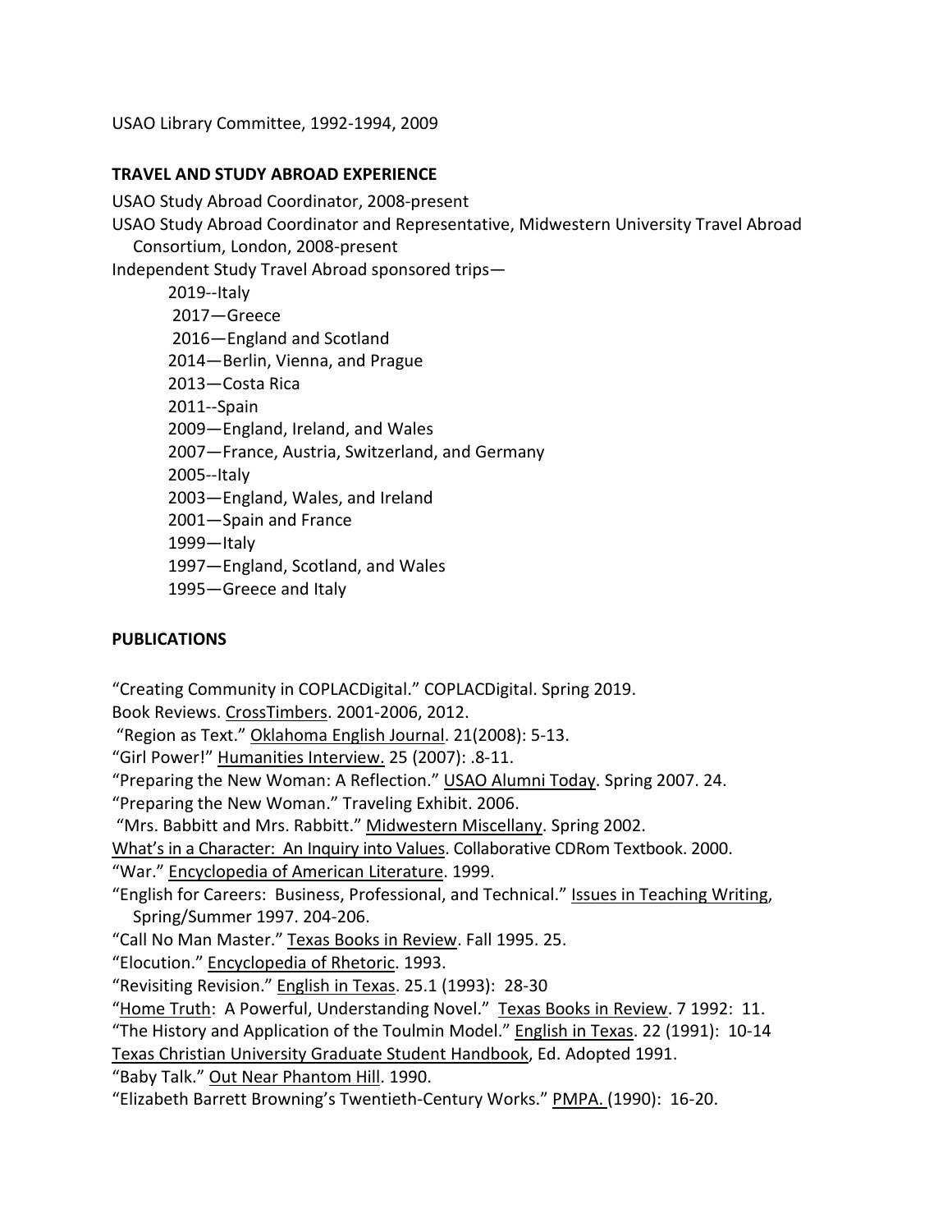USAO Library Committee, 1992-1994, 2009

**TRAVEL AND STUDY ABROAD EXPERIENCE**

USAO Study Abroad Coordinator, 2008-present

USAO Study Abroad Coordinator and Representative, Midwestern University Travel Abroad Consortium, London, 2008-present

Independent Study Travel Abroad sponsored trips—

- 2019--Italy
- 2017—Greece
- 2016—England and Scotland
- 2014—Berlin, Vienna, and Prague
- 2013—Costa Rica
- 2011--Spain
- 2009—England, Ireland, and Wales
- 2007—France, Austria, Switzerland, and Germany
- 2005--Italy
- 2003—England, Wales, and Ireland
- 2001—Spain and France
- 1999—Italy
- 1997—England, Scotland, and Wales
- 1995—Greece and Italy

**PUBLICATIONS**

"Creating Community in COPLACDigital." COPLACDigital. Spring 2019.

Book Reviews. CrossTimbers. 2001-2006, 2012.

"Region as Text." Oklahoma English Journal. 21(2008): 5-13.

"Girl Power!" Humanities Interview. 25 (2007): .8-11.

"Preparing the New Woman: A Reflection." USAO Alumni Today. Spring 2007. 24.

"Preparing the New Woman." Traveling Exhibit. 2006.

"Mrs. Babbitt and Mrs. Rabbitt." Midwestern Miscellany. Spring 2002.

What's in a Character: An Inquiry into Values. Collaborative CDRom Textbook. 2000.

"War." Encyclopedia of American Literature. 1999.

"English for Careers: Business, Professional, and Technical." Issues in Teaching Writing, Spring/Summer 1997. 204-206.

"Call No Man Master." Texas Books in Review. Fall 1995. 25.

"Elocution." Encyclopedia of Rhetoric. 1993.

"Revisiting Revision." English in Texas. 25.1 (1993): 28-30

"Home Truth: A Powerful, Understanding Novel." Texas Books in Review. 7 1992: 11.

"The History and Application of the Toulmin Model." English in Texas. 22 (1991): 10-14

Texas Christian University Graduate Student Handbook, Ed. Adopted 1991.

"Baby Talk." Out Near Phantom Hill. 1990.

"Elizabeth Barrett Browning's Twentieth-Century Works." PMPA. (1990): 16-20.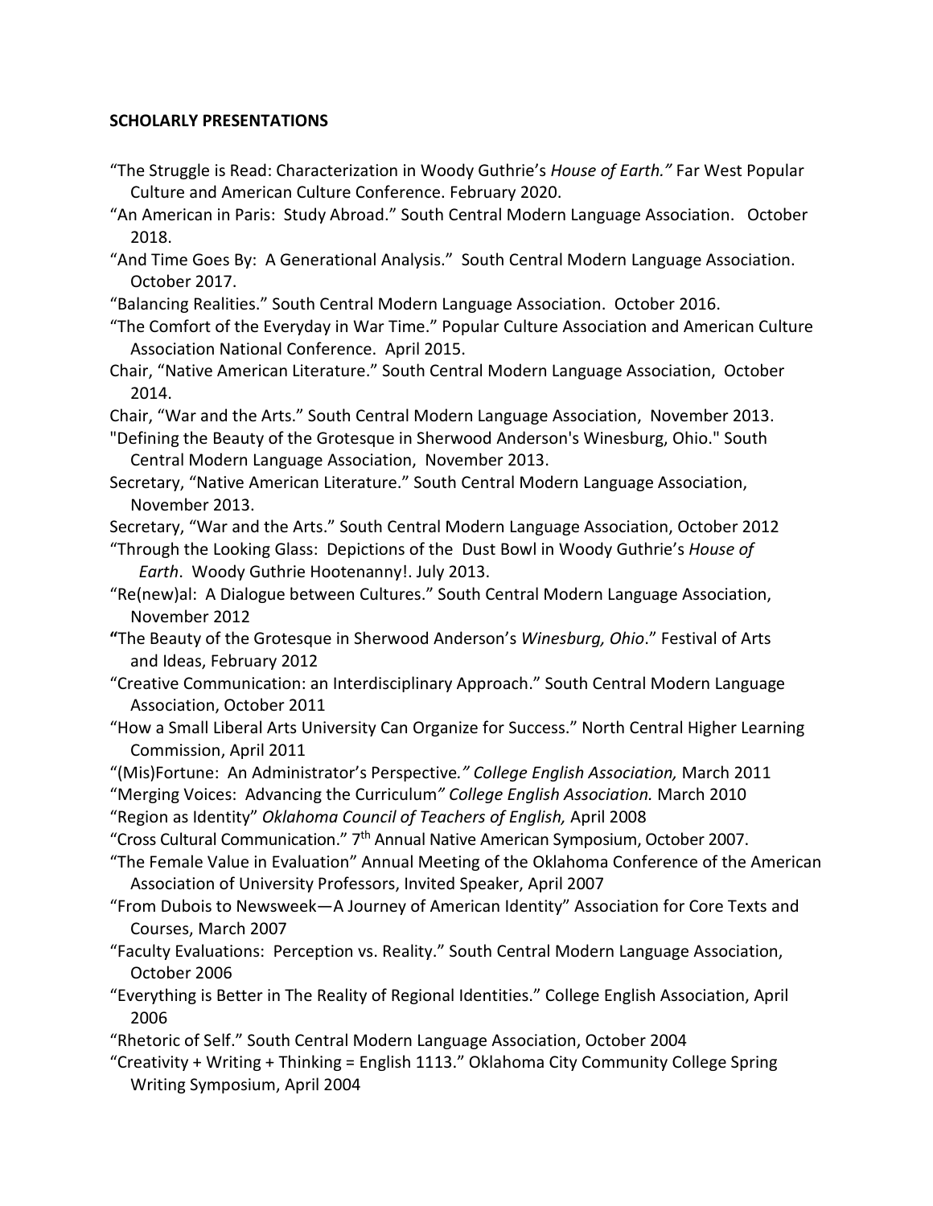**SCHOLARLY PRESENTATIONS**

"The Struggle is Read: Characterization in Woody Guthrie's *House of Earth."* Far West Popular Culture and American Culture Conference. February 2020.

"An American in Paris: Study Abroad." South Central Modern Language Association. October 2018.

"And Time Goes By: A Generational Analysis." South Central Modern Language Association. October 2017.

"Balancing Realities." South Central Modern Language Association. October 2016.

"The Comfort of the Everyday in War Time." Popular Culture Association and American Culture Association National Conference. April 2015.

Chair, "Native American Literature." South Central Modern Language Association, October 2014.

Chair, "War and the Arts." South Central Modern Language Association, November 2013.

"Defining the Beauty of the Grotesque in Sherwood Anderson's Winesburg, Ohio." South Central Modern Language Association, November 2013.

Secretary, "Native American Literature." South Central Modern Language Association, November 2013.

Secretary, "War and the Arts." South Central Modern Language Association, October 2012

"Through the Looking Glass: Depictions of the Dust Bowl in Woody Guthrie's *House of Earth*. Woody Guthrie Hootenanny!. July 2013.

"Re(new)al: A Dialogue between Cultures." South Central Modern Language Association, November 2012

**"**The Beauty of the Grotesque in Sherwood Anderson's *Winesburg, Ohio*." Festival of Arts and Ideas, February 2012

"Creative Communication: an Interdisciplinary Approach." South Central Modern Language Association, October 2011

"How a Small Liberal Arts University Can Organize for Success." North Central Higher Learning Commission, April 2011

"(Mis)Fortune: An Administrator's Perspective*." College English Association,* March 2011

"Merging Voices: Advancing the Curriculum*" College English Association.* March 2010

"Region as Identity" *Oklahoma Council of Teachers of English,* April 2008

"Cross Cultural Communication." 7th Annual Native American Symposium, October 2007.

"The Female Value in Evaluation" Annual Meeting of the Oklahoma Conference of the American Association of University Professors, Invited Speaker, April 2007

"From Dubois to Newsweek—A Journey of American Identity" Association for Core Texts and Courses, March 2007

"Faculty Evaluations: Perception vs. Reality." South Central Modern Language Association, October 2006

"Everything is Better in The Reality of Regional Identities." College English Association, April 2006

"Rhetoric of Self." South Central Modern Language Association, October 2004

"Creativity + Writing + Thinking = English 1113." Oklahoma City Community College Spring Writing Symposium, April 2004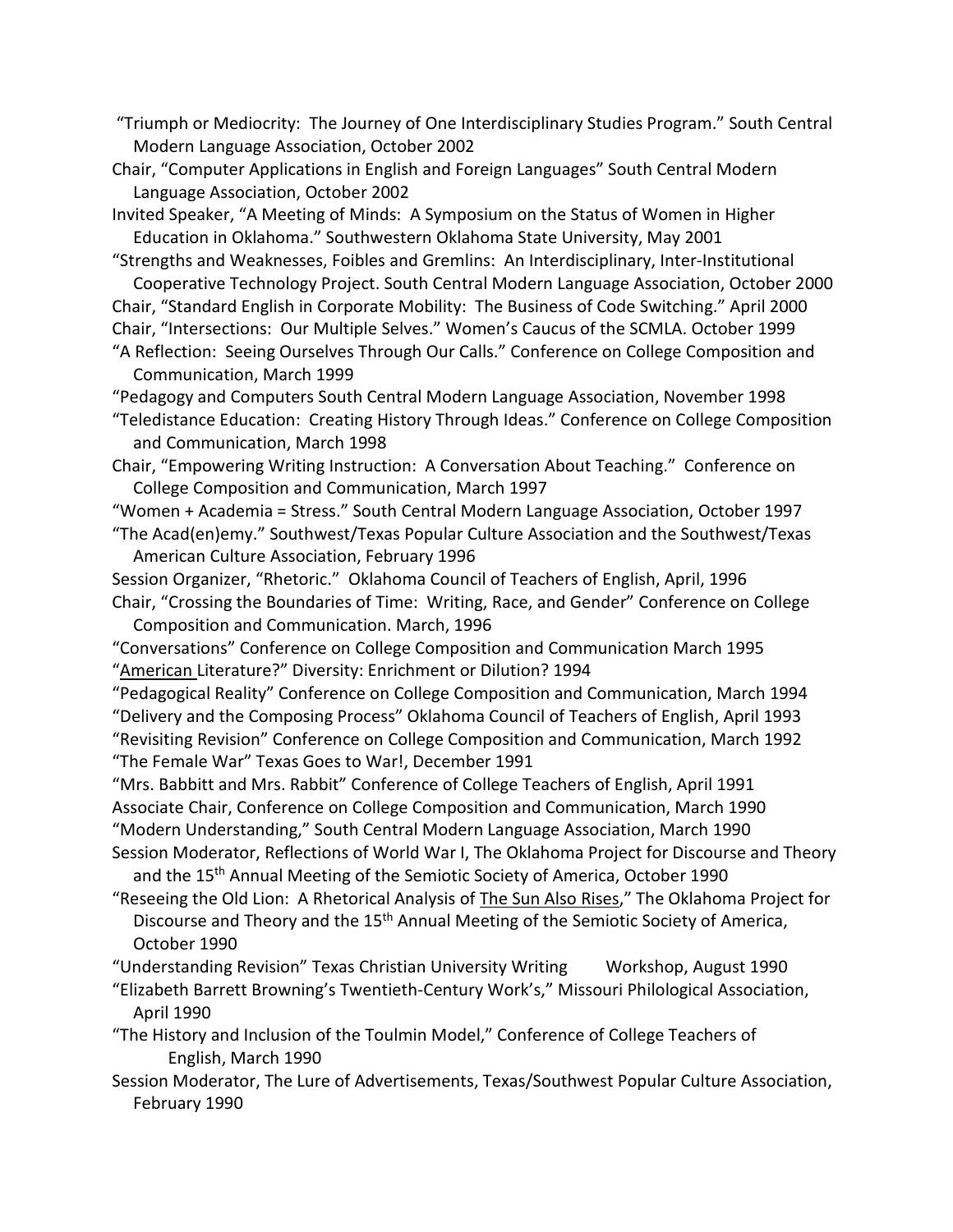"Triumph or Mediocrity: The Journey of One Interdisciplinary Studies Program." South Central Modern Language Association, October 2002

Chair, "Computer Applications in English and Foreign Languages" South Central Modern Language Association, October 2002

Invited Speaker, "A Meeting of Minds: A Symposium on the Status of Women in Higher Education in Oklahoma." Southwestern Oklahoma State University, May 2001

"Strengths and Weaknesses, Foibles and Gremlins: An Interdisciplinary, Inter-Institutional Cooperative Technology Project. South Central Modern Language Association, October 2000

Chair, "Standard English in Corporate Mobility: The Business of Code Switching." April 2000

Chair, "Intersections: Our Multiple Selves." Women's Caucus of the SCMLA. October 1999

"A Reflection: Seeing Ourselves Through Our Calls." Conference on College Composition and Communication, March 1999

"Pedagogy and Computers South Central Modern Language Association, November 1998

"Teledistance Education: Creating History Through Ideas." Conference on College Composition and Communication, March 1998

Chair, "Empowering Writing Instruction: A Conversation About Teaching." Conference on College Composition and Communication, March 1997

"Women + Academia = Stress." South Central Modern Language Association, October 1997

"The Acad(en)emy." Southwest/Texas Popular Culture Association and the Southwest/Texas American Culture Association, February 1996

Session Organizer, "Rhetoric." Oklahoma Council of Teachers of English, April, 1996

Chair, "Crossing the Boundaries of Time: Writing, Race, and Gender" Conference on College Composition and Communication. March, 1996

"Conversations" Conference on College Composition and Communication March 1995

"American Literature?" Diversity: Enrichment or Dilution? 1994

"Pedagogical Reality" Conference on College Composition and Communication, March 1994

"Delivery and the Composing Process" Oklahoma Council of Teachers of English, April 1993

"Revisiting Revision" Conference on College Composition and Communication, March 1992

"The Female War" Texas Goes to War!, December 1991

"Mrs. Babbitt and Mrs. Rabbit" Conference of College Teachers of English, April 1991

Associate Chair, Conference on College Composition and Communication, March 1990

"Modern Understanding," South Central Modern Language Association, March 1990

Session Moderator, Reflections of World War I, The Oklahoma Project for Discourse and Theory and the 15th Annual Meeting of the Semiotic Society of America, October 1990

"Reseeing the Old Lion: A Rhetorical Analysis of The Sun Also Rises," The Oklahoma Project for Discourse and Theory and the 15th Annual Meeting of the Semiotic Society of America, October 1990

"Understanding Revision" Texas Christian University Writing Workshop, August 1990

"Elizabeth Barrett Browning's Twentieth-Century Work's," Missouri Philological Association, April 1990

"The History and Inclusion of the Toulmin Model," Conference of College Teachers of English, March 1990

Session Moderator, The Lure of Advertisements, Texas/Southwest Popular Culture Association, February 1990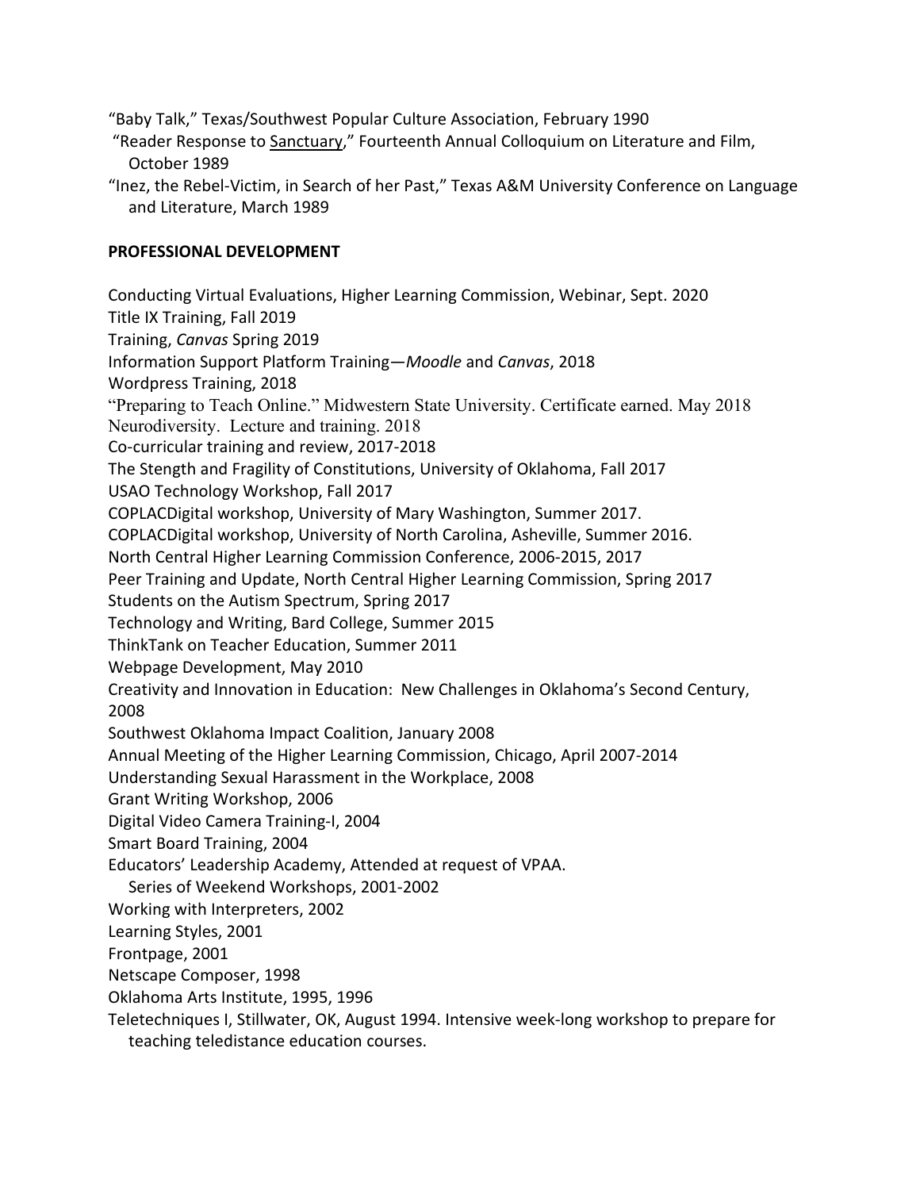"Baby Talk," Texas/Southwest Popular Culture Association, February 1990

"Reader Response to Sanctuary," Fourteenth Annual Colloquium on Literature and Film, October 1989

"Inez, the Rebel-Victim, in Search of her Past," Texas A&M University Conference on Language and Literature, March 1989

**PROFESSIONAL DEVELOPMENT**

Conducting Virtual Evaluations, Higher Learning Commission, Webinar, Sept. 2020
Title IX Training, Fall 2019
Training, *Canvas* Spring 2019
Information Support Platform Training—*Moodle* and *Canvas*, 2018
Wordpress Training, 2018
"Preparing to Teach Online." Midwestern State University. Certificate earned. May 2018
Neurodiversity. Lecture and training. 2018
Co-curricular training and review, 2017-2018
The Stength and Fragility of Constitutions, University of Oklahoma, Fall 2017
USAO Technology Workshop, Fall 2017
COPLACDigital workshop, University of Mary Washington, Summer 2017.
COPLACDigital workshop, University of North Carolina, Asheville, Summer 2016.
North Central Higher Learning Commission Conference, 2006-2015, 2017
Peer Training and Update, North Central Higher Learning Commission, Spring 2017
Students on the Autism Spectrum, Spring 2017
Technology and Writing, Bard College, Summer 2015
ThinkTank on Teacher Education, Summer 2011
Webpage Development, May 2010
Creativity and Innovation in Education: New Challenges in Oklahoma's Second Century, 2008
Southwest Oklahoma Impact Coalition, January 2008
Annual Meeting of the Higher Learning Commission, Chicago, April 2007-2014
Understanding Sexual Harassment in the Workplace, 2008
Grant Writing Workshop, 2006
Digital Video Camera Training-I, 2004
Smart Board Training, 2004
Educators' Leadership Academy, Attended at request of VPAA.
Series of Weekend Workshops, 2001-2002
Working with Interpreters, 2002
Learning Styles, 2001
Frontpage, 2001
Netscape Composer, 1998
Oklahoma Arts Institute, 1995, 1996
Teletechniques I, Stillwater, OK, August 1994. Intensive week-long workshop to prepare for teaching teledistance education courses.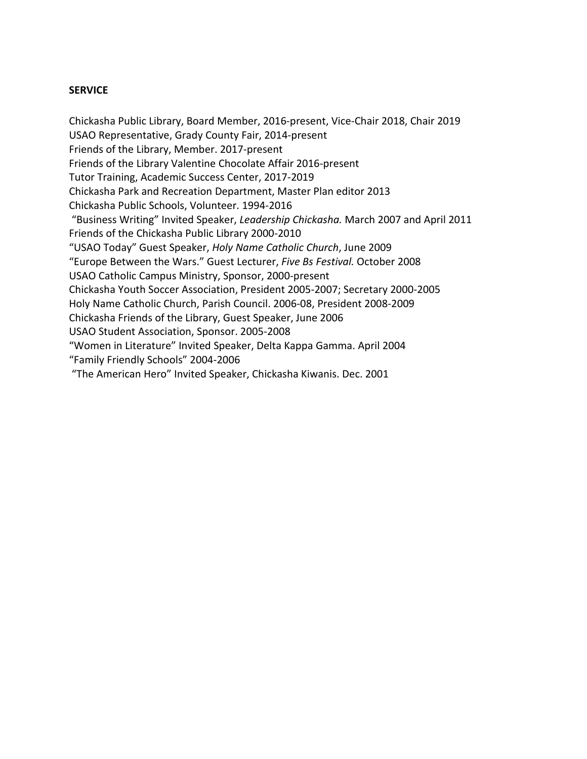**SERVICE**

Chickasha Public Library, Board Member, 2016-present, Vice-Chair 2018, Chair 2019
USAO Representative, Grady County Fair, 2014-present
Friends of the Library, Member. 2017-present
Friends of the Library Valentine Chocolate Affair 2016-present
Tutor Training, Academic Success Center, 2017-2019
Chickasha Park and Recreation Department, Master Plan editor 2013
Chickasha Public Schools, Volunteer. 1994-2016
"Business Writing" Invited Speaker, *Leadership Chickasha.* March 2007 and April 2011
Friends of the Chickasha Public Library 2000-2010
"USAO Today" Guest Speaker, *Holy Name Catholic Church*, June 2009
"Europe Between the Wars." Guest Lecturer, *Five Bs Festival.* October 2008
USAO Catholic Campus Ministry, Sponsor, 2000-present
Chickasha Youth Soccer Association, President 2005-2007; Secretary 2000-2005
Holy Name Catholic Church, Parish Council. 2006-08, President 2008-2009
Chickasha Friends of the Library, Guest Speaker, June 2006
USAO Student Association, Sponsor. 2005-2008
"Women in Literature" Invited Speaker, Delta Kappa Gamma. April 2004
"Family Friendly Schools" 2004-2006
"The American Hero" Invited Speaker, Chickasha Kiwanis. Dec. 2001